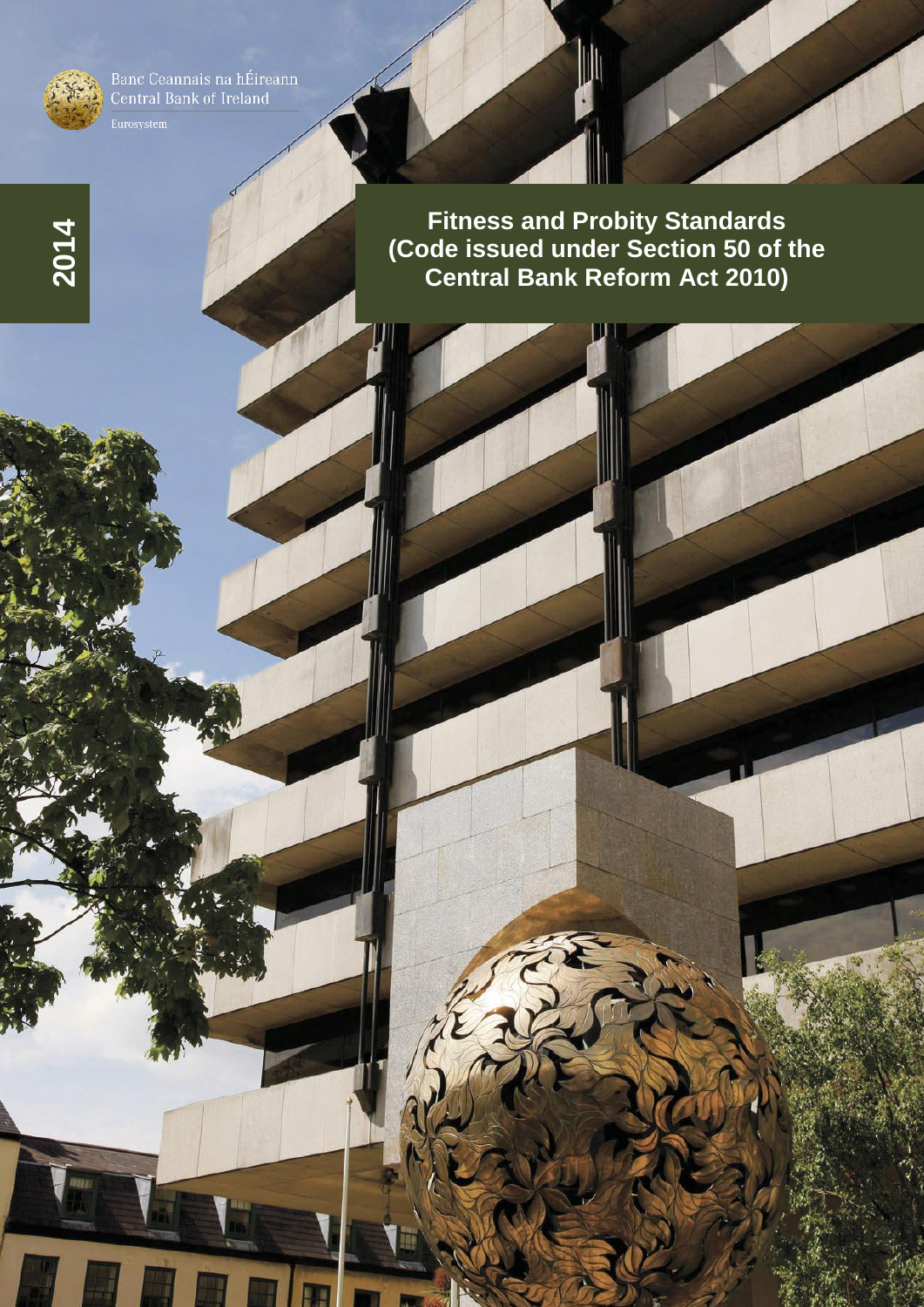Banc Ceannais na hÉireann
Central Bank of Ireland
Eurosystem

2014

# Fitness and Probity Standards (Code issued under Section 50 of the Central Bank Reform Act 2010)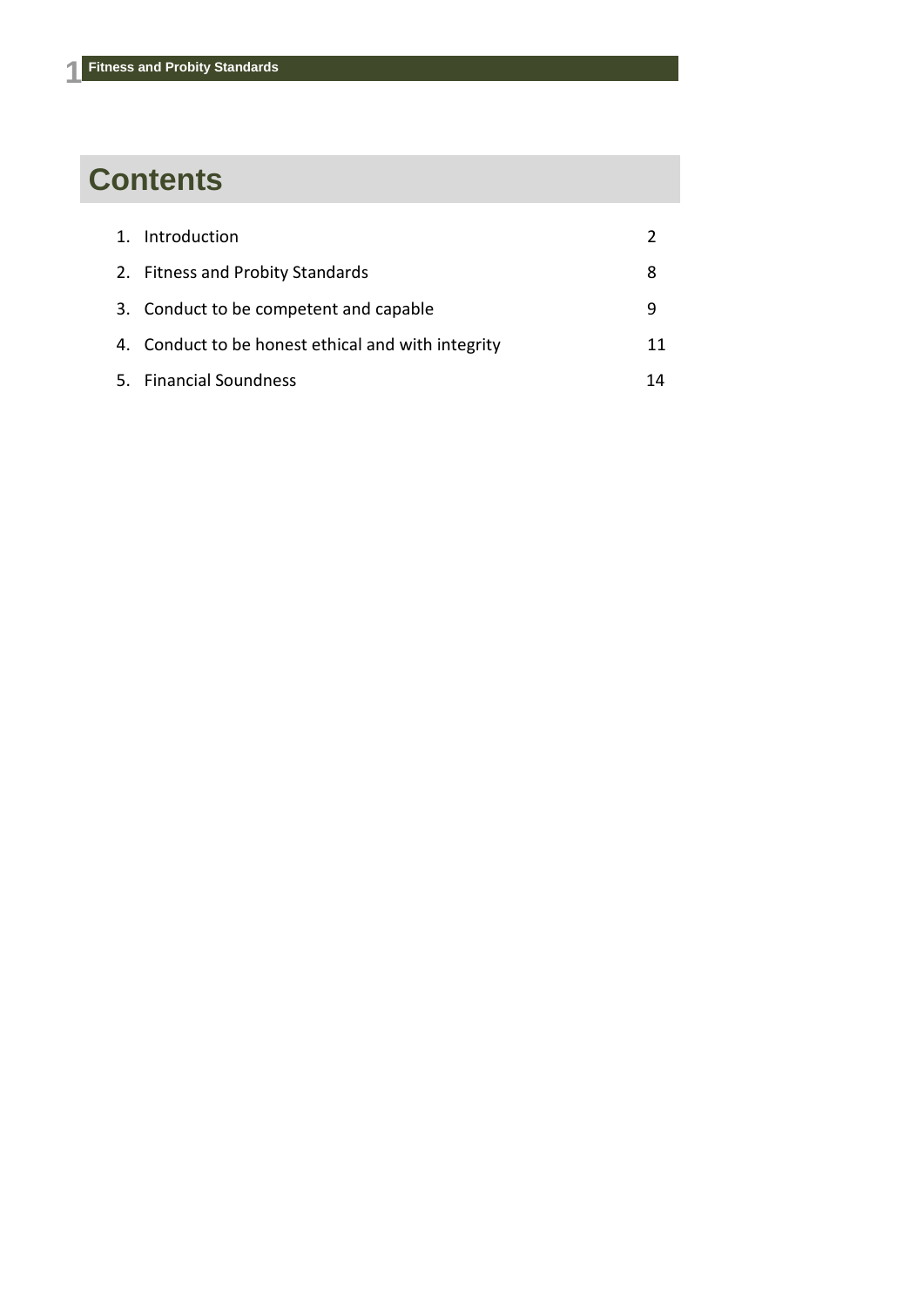# Contents

| | |
|---|---|
| 1. Introduction | 2 |
| 2. Fitness and Probity Standards | 8 |
| 3. Conduct to be competent and capable | 9 |
| 4. Conduct to be honest ethical and with integrity | 11 |
| 5. Financial Soundness | 14 |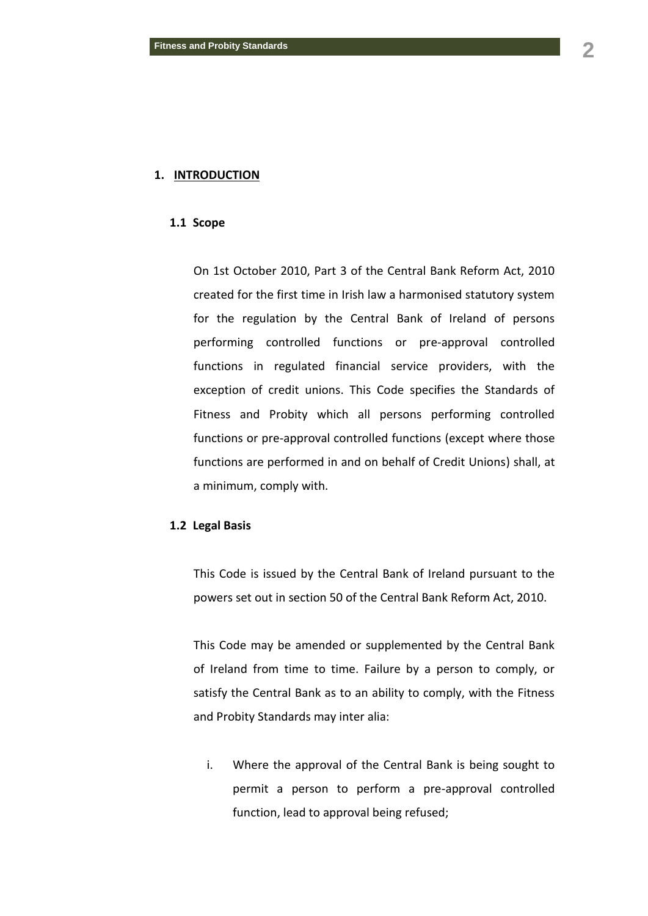# 1. INTRODUCTION

## 1.1 Scope

On 1st October 2010, Part 3 of the Central Bank Reform Act, 2010 created for the first time in Irish law a harmonised statutory system for the regulation by the Central Bank of Ireland of persons performing controlled functions or pre-approval controlled functions in regulated financial service providers, with the exception of credit unions. This Code specifies the Standards of Fitness and Probity which all persons performing controlled functions or pre-approval controlled functions (except where those functions are performed in and on behalf of Credit Unions) shall, at a minimum, comply with.

## 1.2 Legal Basis

This Code is issued by the Central Bank of Ireland pursuant to the powers set out in section 50 of the Central Bank Reform Act, 2010.

This Code may be amended or supplemented by the Central Bank of Ireland from time to time. Failure by a person to comply, or satisfy the Central Bank as to an ability to comply, with the Fitness and Probity Standards may inter alia:

i. Where the approval of the Central Bank is being sought to permit a person to perform a pre-approval controlled function, lead to approval being refused;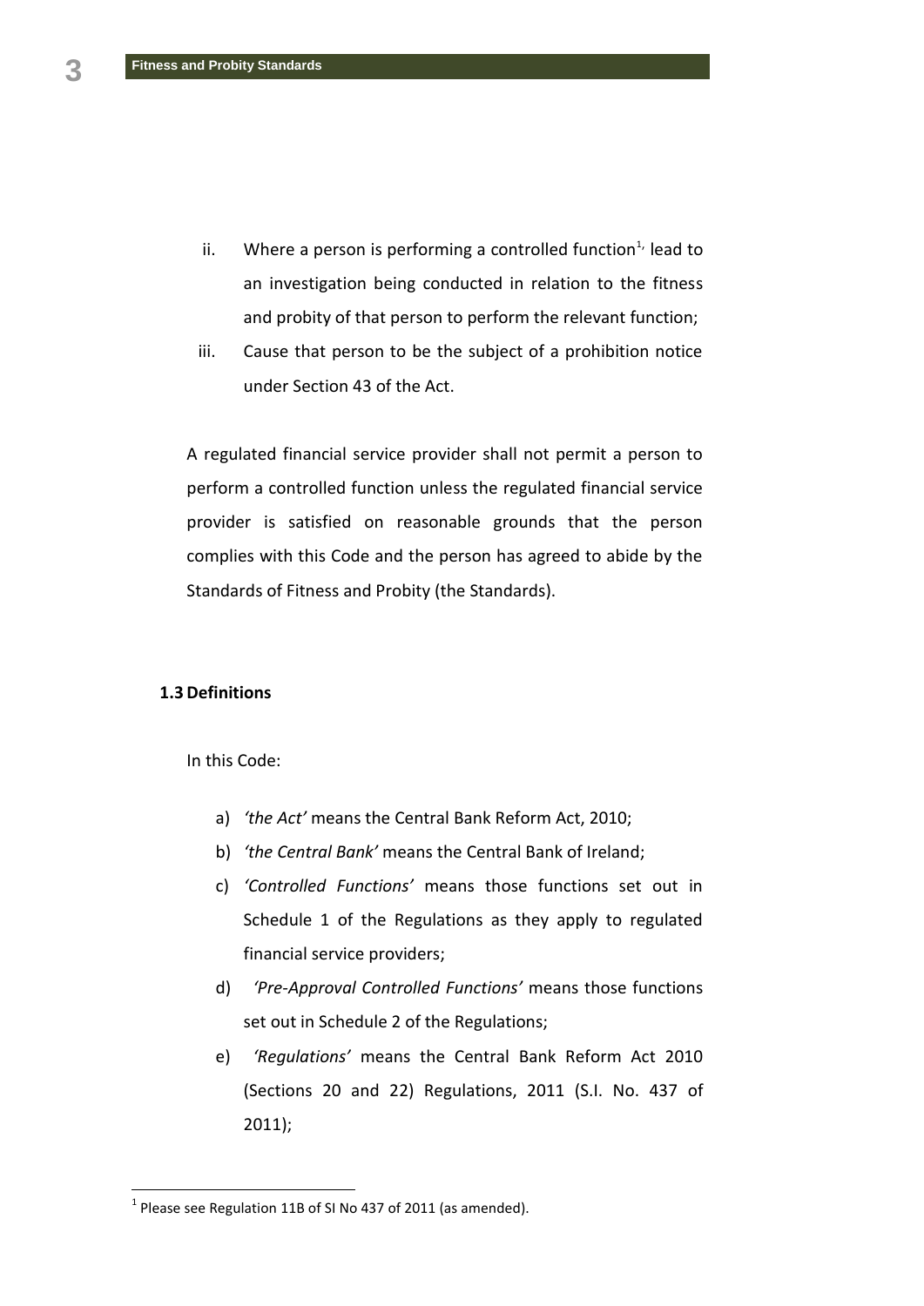ii. Where a person is performing a controlled function[1], lead to an investigation being conducted in relation to the fitness and probity of that person to perform the relevant function;

iii. Cause that person to be the subject of a prohibition notice under Section 43 of the Act.

A regulated financial service provider shall not permit a person to perform a controlled function unless the regulated financial service provider is satisfied on reasonable grounds that the person complies with this Code and the person has agreed to abide by the Standards of Fitness and Probity (the Standards).

### 1.3 Definitions

In this Code:

a) *'the Act'* means the Central Bank Reform Act, 2010;

b) *'the Central Bank'* means the Central Bank of Ireland;

c) *'Controlled Functions'* means those functions set out in Schedule 1 of the Regulations as they apply to regulated financial service providers;

d) *'Pre-Approval Controlled Functions'* means those functions set out in Schedule 2 of the Regulations;

e) *'Regulations'* means the Central Bank Reform Act 2010 (Sections 20 and 22) Regulations, 2011 (S.I. No. 437 of 2011);

---

[1] Please see Regulation 11B of SI No 437 of 2011 (as amended).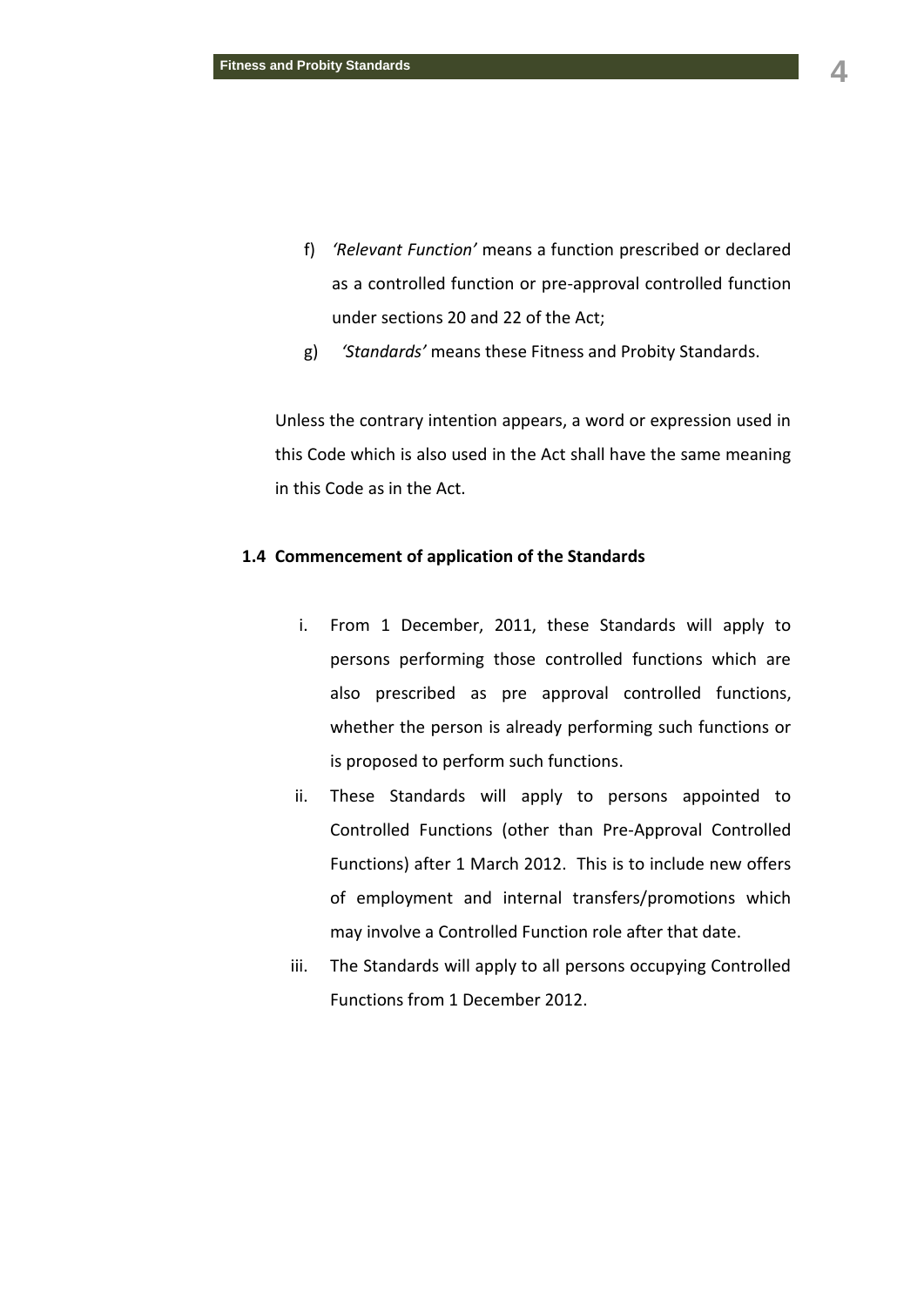f) *'Relevant Function'* means a function prescribed or declared as a controlled function or pre-approval controlled function under sections 20 and 22 of the Act;

g) *'Standards'* means these Fitness and Probity Standards.

Unless the contrary intention appears, a word or expression used in this Code which is also used in the Act shall have the same meaning in this Code as in the Act.

### 1.4 Commencement of application of the Standards

i. From 1 December, 2011, these Standards will apply to persons performing those controlled functions which are also prescribed as pre approval controlled functions, whether the person is already performing such functions or is proposed to perform such functions.

ii. These Standards will apply to persons appointed to Controlled Functions (other than Pre-Approval Controlled Functions) after 1 March 2012. This is to include new offers of employment and internal transfers/promotions which may involve a Controlled Function role after that date.

iii. The Standards will apply to all persons occupying Controlled Functions from 1 December 2012.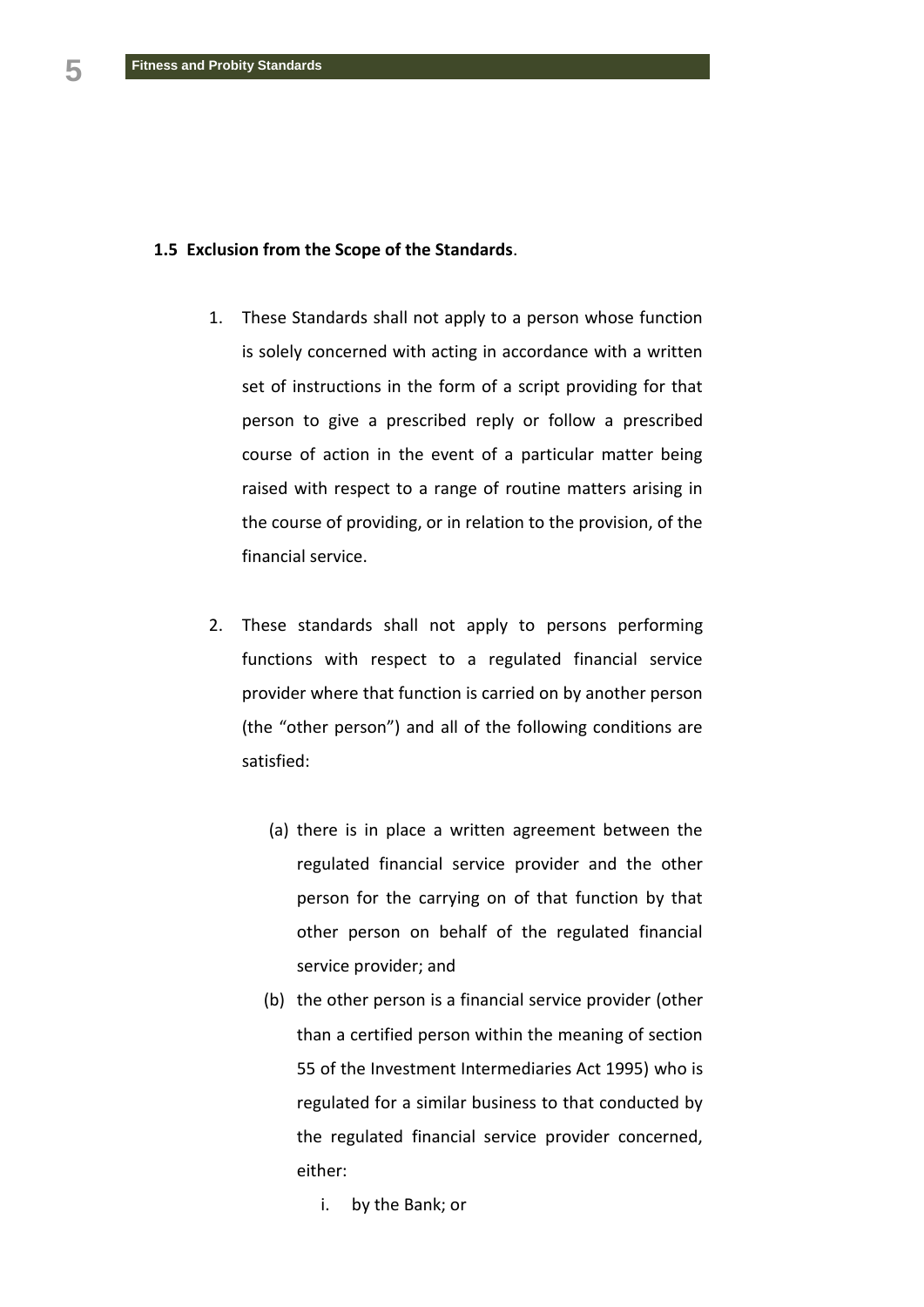**1.5 Exclusion from the Scope of the Standards**.

1. These Standards shall not apply to a person whose function is solely concerned with acting in accordance with a written set of instructions in the form of a script providing for that person to give a prescribed reply or follow a prescribed course of action in the event of a particular matter being raised with respect to a range of routine matters arising in the course of providing, or in relation to the provision, of the financial service.

2. These standards shall not apply to persons performing functions with respect to a regulated financial service provider where that function is carried on by another person (the "other person") and all of the following conditions are satisfied:

   (a) there is in place a written agreement between the regulated financial service provider and the other person for the carrying on of that function by that other person on behalf of the regulated financial service provider; and

   (b) the other person is a financial service provider (other than a certified person within the meaning of section 55 of the Investment Intermediaries Act 1995) who is regulated for a similar business to that conducted by the regulated financial service provider concerned, either:

      i. by the Bank; or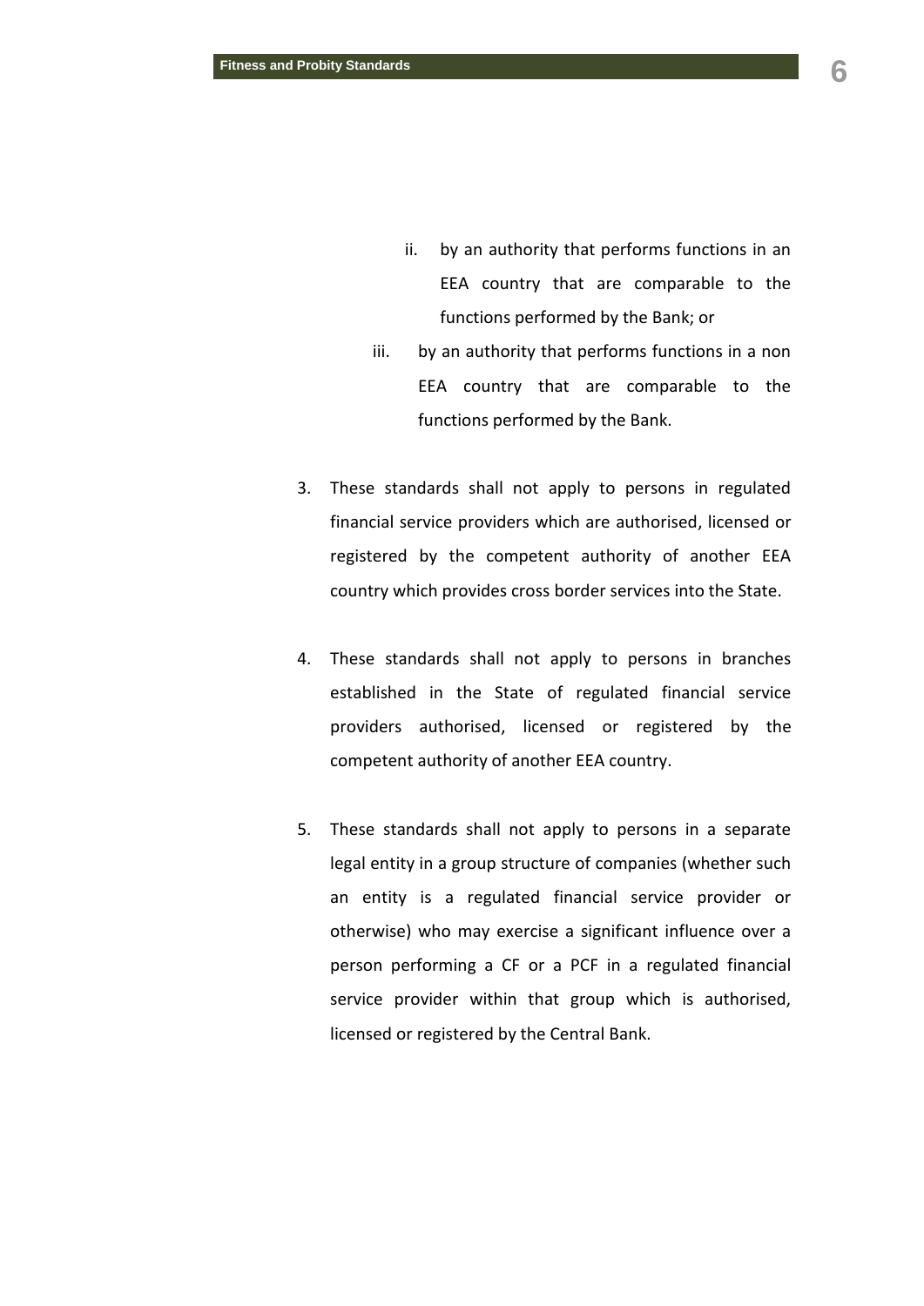ii. by an authority that performs functions in an EEA country that are comparable to the functions performed by the Bank; or

   iii. by an authority that performs functions in a non EEA country that are comparable to the functions performed by the Bank.

3. These standards shall not apply to persons in regulated financial service providers which are authorised, licensed or registered by the competent authority of another EEA country which provides cross border services into the State.

4. These standards shall not apply to persons in branches established in the State of regulated financial service providers authorised, licensed or registered by the competent authority of another EEA country.

5. These standards shall not apply to persons in a separate legal entity in a group structure of companies (whether such an entity is a regulated financial service provider or otherwise) who may exercise a significant influence over a person performing a CF or a PCF in a regulated financial service provider within that group which is authorised, licensed or registered by the Central Bank.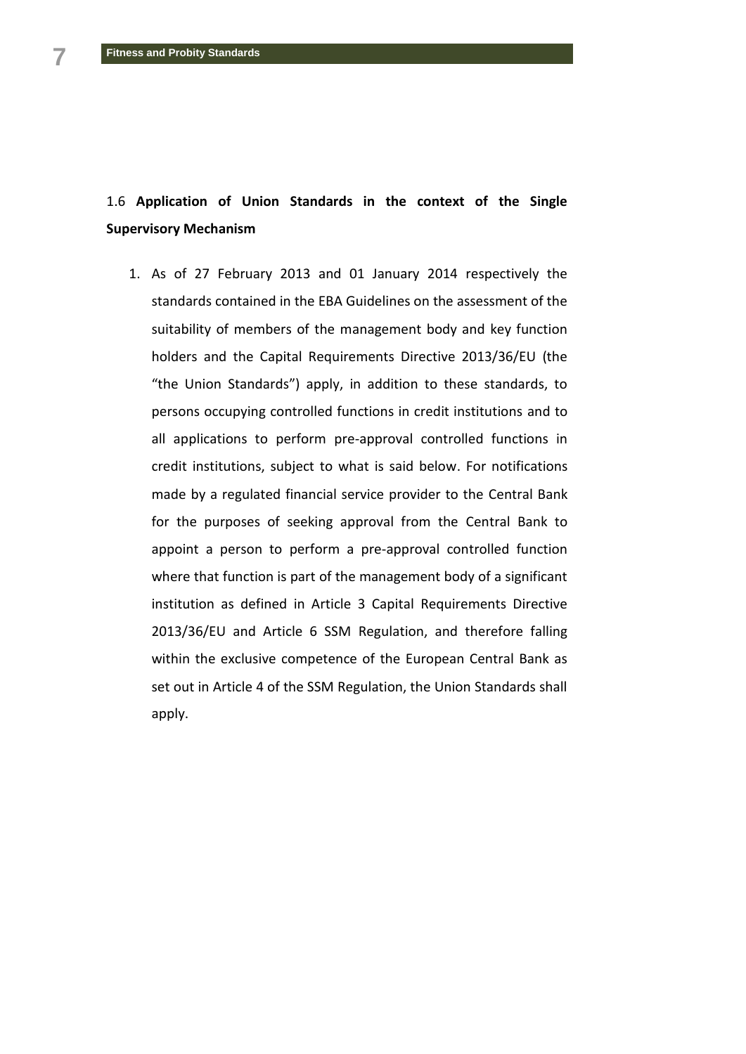## 1.6 **Application of Union Standards in the context of the Single Supervisory Mechanism**

1. As of 27 February 2013 and 01 January 2014 respectively the standards contained in the EBA Guidelines on the assessment of the suitability of members of the management body and key function holders and the Capital Requirements Directive 2013/36/EU (the "the Union Standards") apply, in addition to these standards, to persons occupying controlled functions in credit institutions and to all applications to perform pre-approval controlled functions in credit institutions, subject to what is said below. For notifications made by a regulated financial service provider to the Central Bank for the purposes of seeking approval from the Central Bank to appoint a person to perform a pre-approval controlled function where that function is part of the management body of a significant institution as defined in Article 3 Capital Requirements Directive 2013/36/EU and Article 6 SSM Regulation, and therefore falling within the exclusive competence of the European Central Bank as set out in Article 4 of the SSM Regulation, the Union Standards shall apply.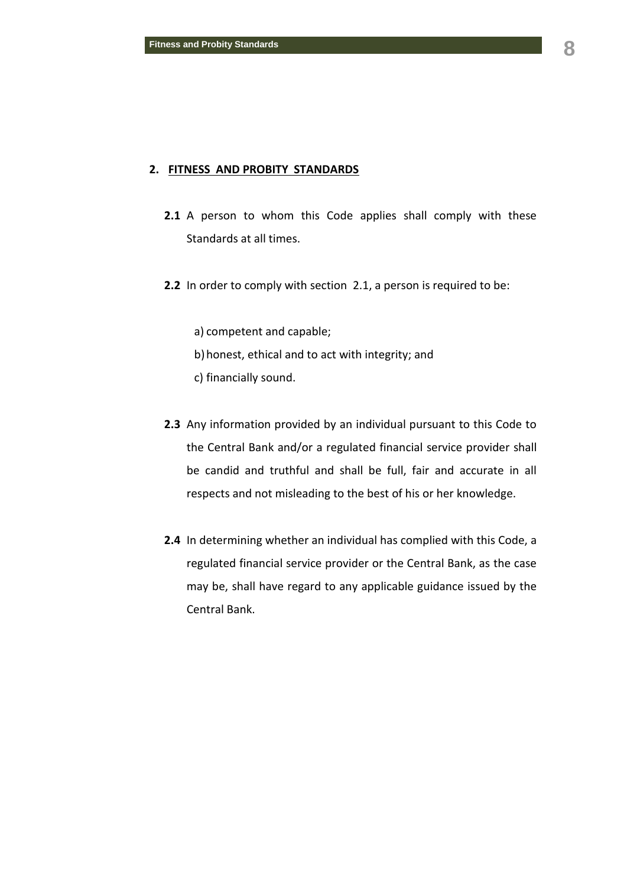## 2. FITNESS AND PROBITY STANDARDS

**2.1** A person to whom this Code applies shall comply with these Standards at all times.

**2.2** In order to comply with section 2.1, a person is required to be:

a) competent and capable;

b) honest, ethical and to act with integrity; and

c) financially sound.

**2.3** Any information provided by an individual pursuant to this Code to the Central Bank and/or a regulated financial service provider shall be candid and truthful and shall be full, fair and accurate in all respects and not misleading to the best of his or her knowledge.

**2.4** In determining whether an individual has complied with this Code, a regulated financial service provider or the Central Bank, as the case may be, shall have regard to any applicable guidance issued by the Central Bank.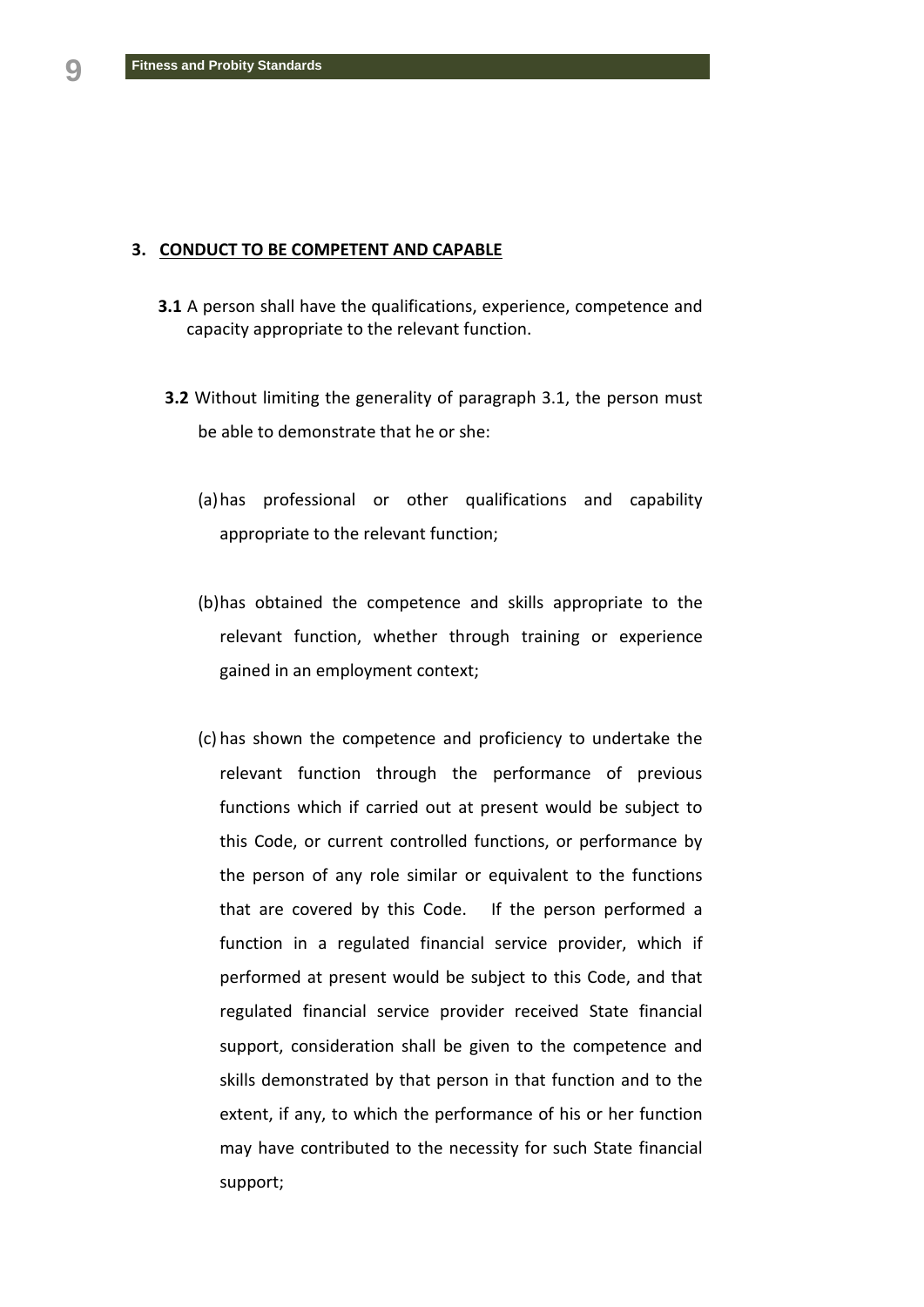## 3. CONDUCT TO BE COMPETENT AND CAPABLE

**3.1** A person shall have the qualifications, experience, competence and capacity appropriate to the relevant function.

**3.2** Without limiting the generality of paragraph 3.1, the person must be able to demonstrate that he or she:

(a) has professional or other qualifications and capability appropriate to the relevant function;

(b) has obtained the competence and skills appropriate to the relevant function, whether through training or experience gained in an employment context;

(c) has shown the competence and proficiency to undertake the relevant function through the performance of previous functions which if carried out at present would be subject to this Code, or current controlled functions, or performance by the person of any role similar or equivalent to the functions that are covered by this Code. If the person performed a function in a regulated financial service provider, which if performed at present would be subject to this Code, and that regulated financial service provider received State financial support, consideration shall be given to the competence and skills demonstrated by that person in that function and to the extent, if any, to which the performance of his or her function may have contributed to the necessity for such State financial support;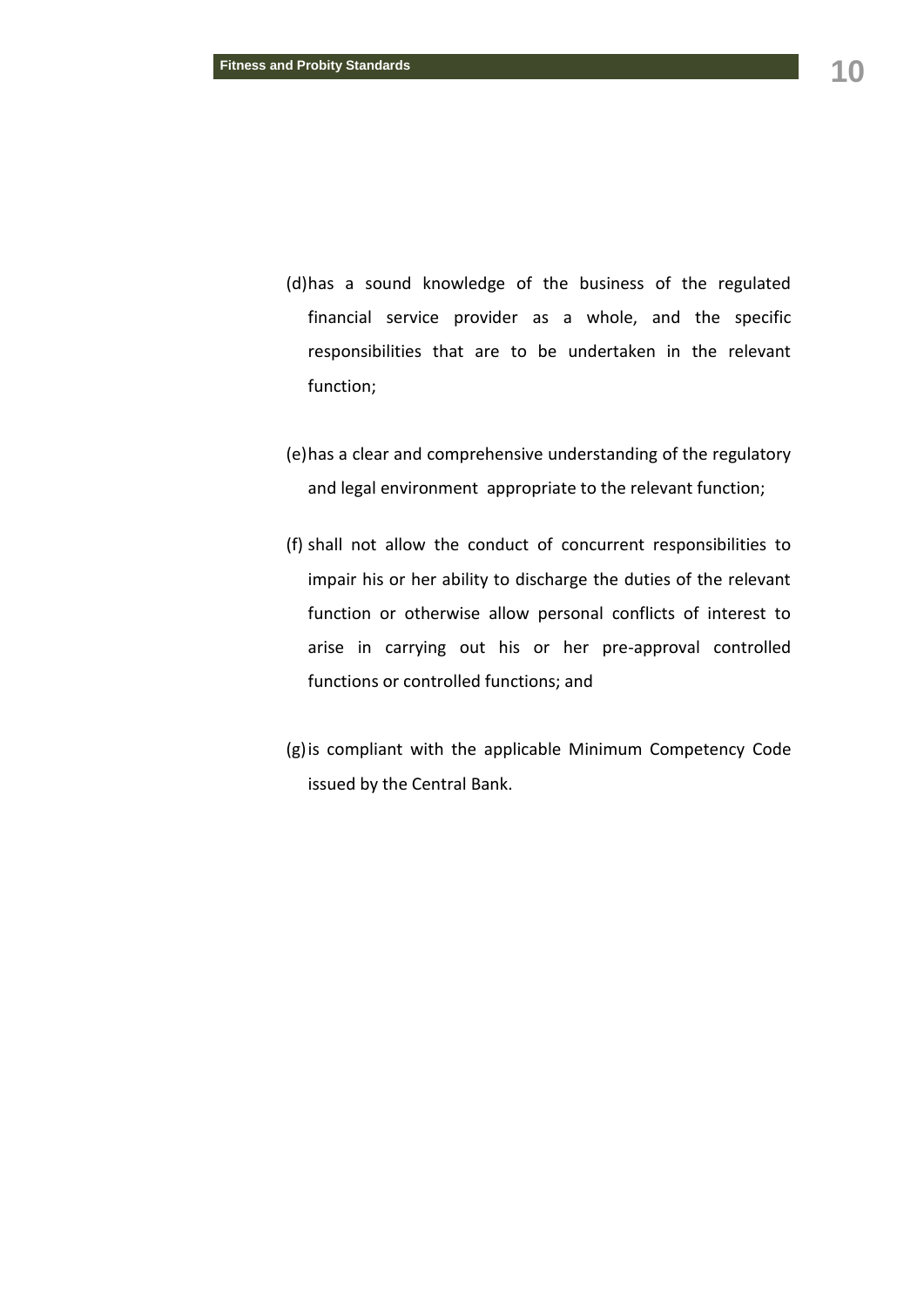(d) has a sound knowledge of the business of the regulated financial service provider as a whole, and the specific responsibilities that are to be undertaken in the relevant function;

(e) has a clear and comprehensive understanding of the regulatory and legal environment appropriate to the relevant function;

(f) shall not allow the conduct of concurrent responsibilities to impair his or her ability to discharge the duties of the relevant function or otherwise allow personal conflicts of interest to arise in carrying out his or her pre-approval controlled functions or controlled functions; and

(g) is compliant with the applicable Minimum Competency Code issued by the Central Bank.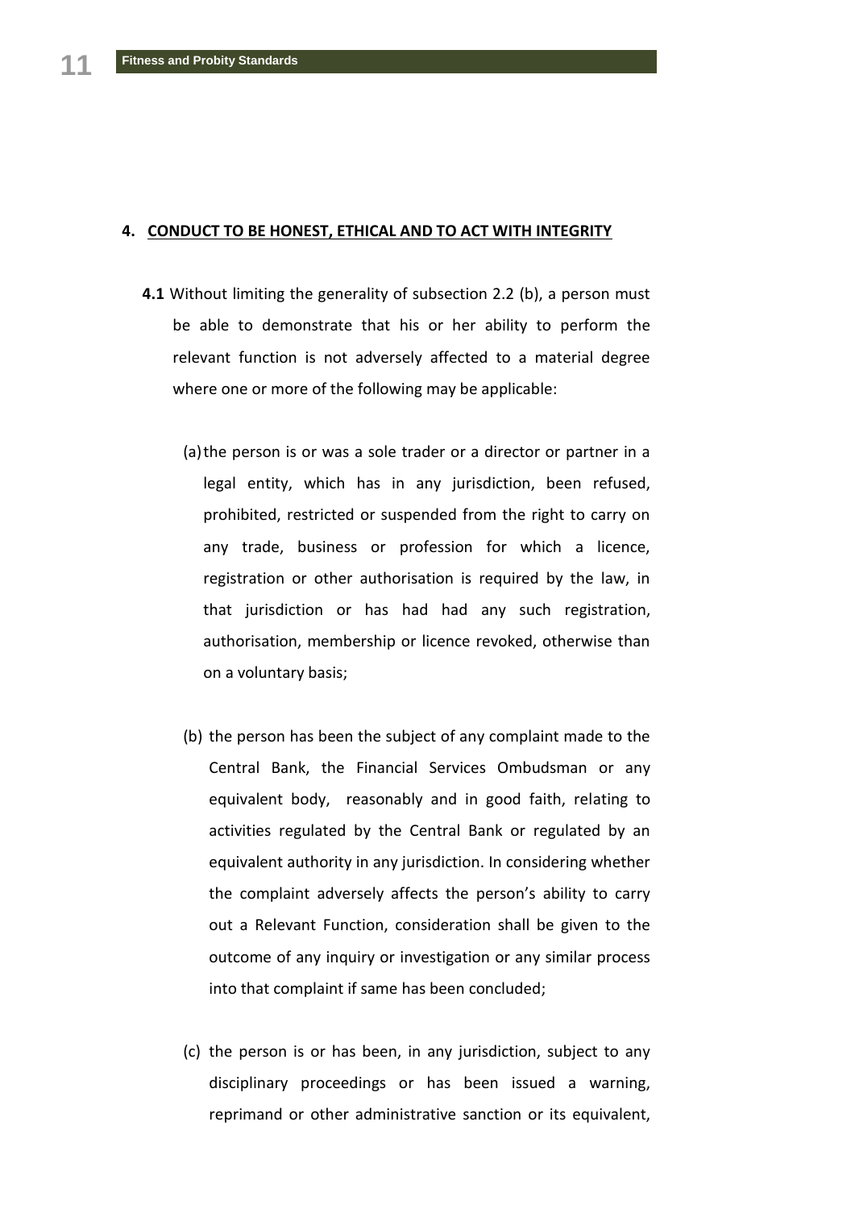## 4. CONDUCT TO BE HONEST, ETHICAL AND TO ACT WITH INTEGRITY

**4.1** Without limiting the generality of subsection 2.2 (b), a person must be able to demonstrate that his or her ability to perform the relevant function is not adversely affected to a material degree where one or more of the following may be applicable:

(a) the person is or was a sole trader or a director or partner in a legal entity, which has in any jurisdiction, been refused, prohibited, restricted or suspended from the right to carry on any trade, business or profession for which a licence, registration or other authorisation is required by the law, in that jurisdiction or has had had any such registration, authorisation, membership or licence revoked, otherwise than on a voluntary basis;

(b) the person has been the subject of any complaint made to the Central Bank, the Financial Services Ombudsman or any equivalent body, reasonably and in good faith, relating to activities regulated by the Central Bank or regulated by an equivalent authority in any jurisdiction. In considering whether the complaint adversely affects the person's ability to carry out a Relevant Function, consideration shall be given to the outcome of any inquiry or investigation or any similar process into that complaint if same has been concluded;

(c) the person is or has been, in any jurisdiction, subject to any disciplinary proceedings or has been issued a warning, reprimand or other administrative sanction or its equivalent,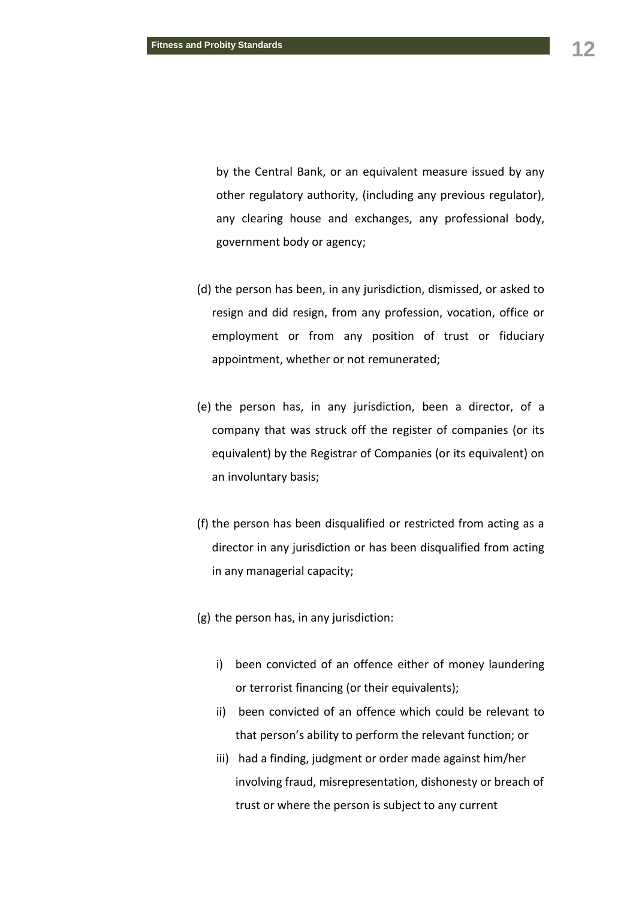by the Central Bank, or an equivalent measure issued by any other regulatory authority, (including any previous regulator), any clearing house and exchanges, any professional body, government body or agency;

(d) the person has been, in any jurisdiction, dismissed, or asked to resign and did resign, from any profession, vocation, office or employment or from any position of trust or fiduciary appointment, whether or not remunerated;

(e) the person has, in any jurisdiction, been a director, of a company that was struck off the register of companies (or its equivalent) by the Registrar of Companies (or its equivalent) on an involuntary basis;

(f) the person has been disqualified or restricted from acting as a director in any jurisdiction or has been disqualified from acting in any managerial capacity;

(g) the person has, in any jurisdiction:

- i) been convicted of an offence either of money laundering or terrorist financing (or their equivalents);
- ii) been convicted of an offence which could be relevant to that person's ability to perform the relevant function; or
- iii) had a finding, judgment or order made against him/her involving fraud, misrepresentation, dishonesty or breach of trust or where the person is subject to any current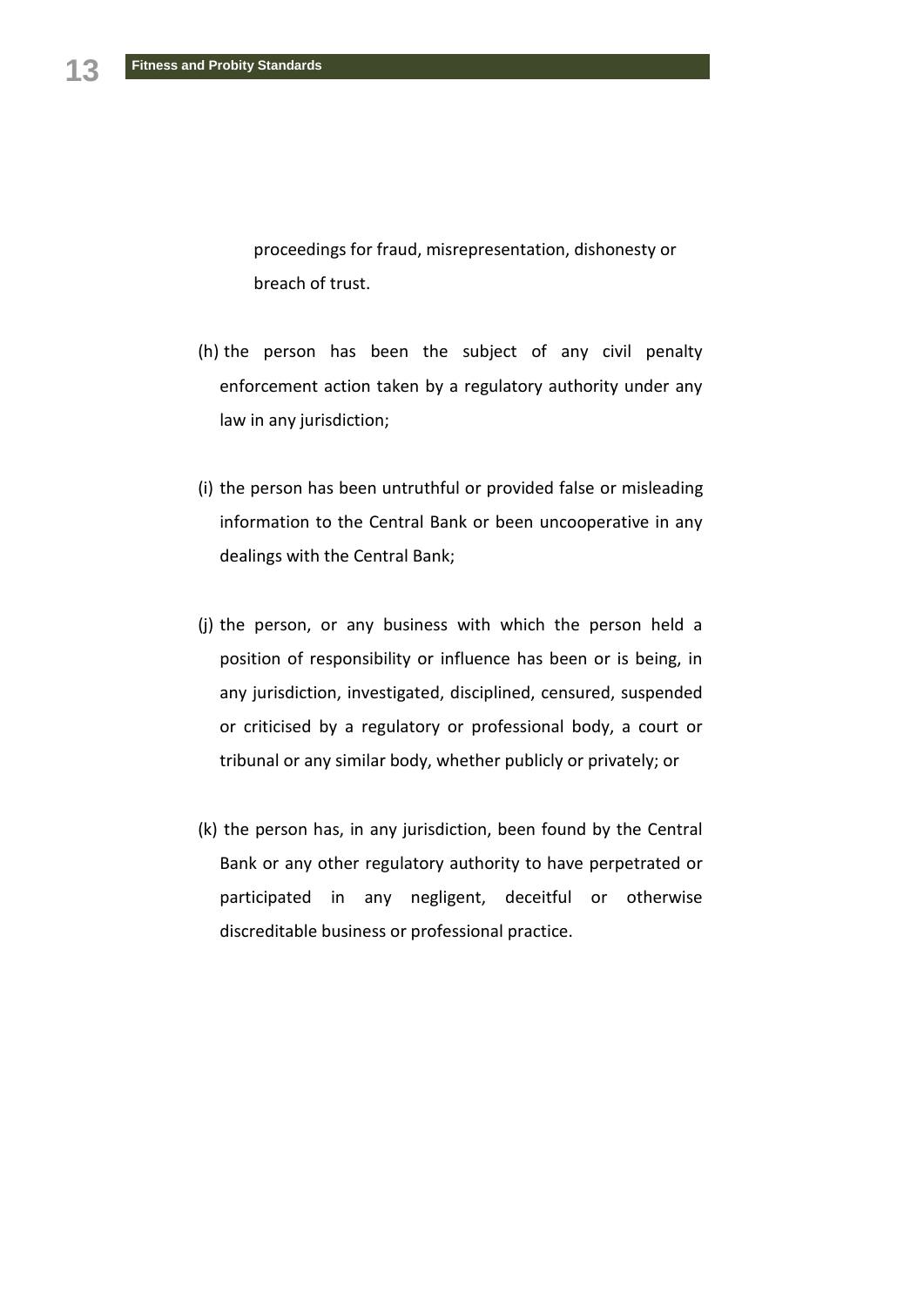proceedings for fraud, misrepresentation, dishonesty or breach of trust.

(h) the person has been the subject of any civil penalty enforcement action taken by a regulatory authority under any law in any jurisdiction;

(i) the person has been untruthful or provided false or misleading information to the Central Bank or been uncooperative in any dealings with the Central Bank;

(j) the person, or any business with which the person held a position of responsibility or influence has been or is being, in any jurisdiction, investigated, disciplined, censured, suspended or criticised by a regulatory or professional body, a court or tribunal or any similar body, whether publicly or privately; or

(k) the person has, in any jurisdiction, been found by the Central Bank or any other regulatory authority to have perpetrated or participated in any negligent, deceitful or otherwise discreditable business or professional practice.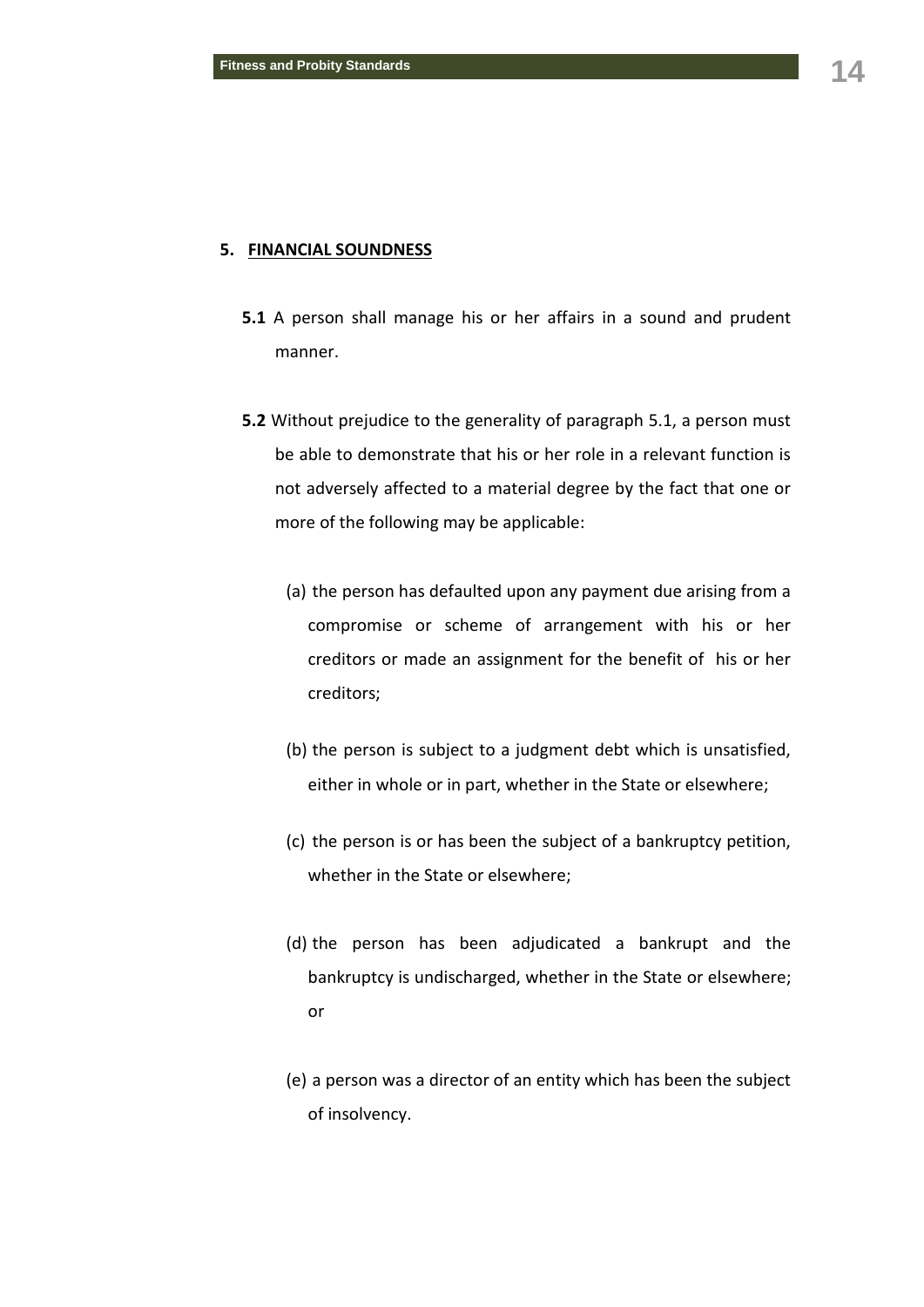## 5. FINANCIAL SOUNDNESS

**5.1** A person shall manage his or her affairs in a sound and prudent manner.

**5.2** Without prejudice to the generality of paragraph 5.1, a person must be able to demonstrate that his or her role in a relevant function is not adversely affected to a material degree by the fact that one or more of the following may be applicable:

(a) the person has defaulted upon any payment due arising from a compromise or scheme of arrangement with his or her creditors or made an assignment for the benefit of his or her creditors;

(b) the person is subject to a judgment debt which is unsatisfied, either in whole or in part, whether in the State or elsewhere;

(c) the person is or has been the subject of a bankruptcy petition, whether in the State or elsewhere;

(d) the person has been adjudicated a bankrupt and the bankruptcy is undischarged, whether in the State or elsewhere; or

(e) a person was a director of an entity which has been the subject of insolvency.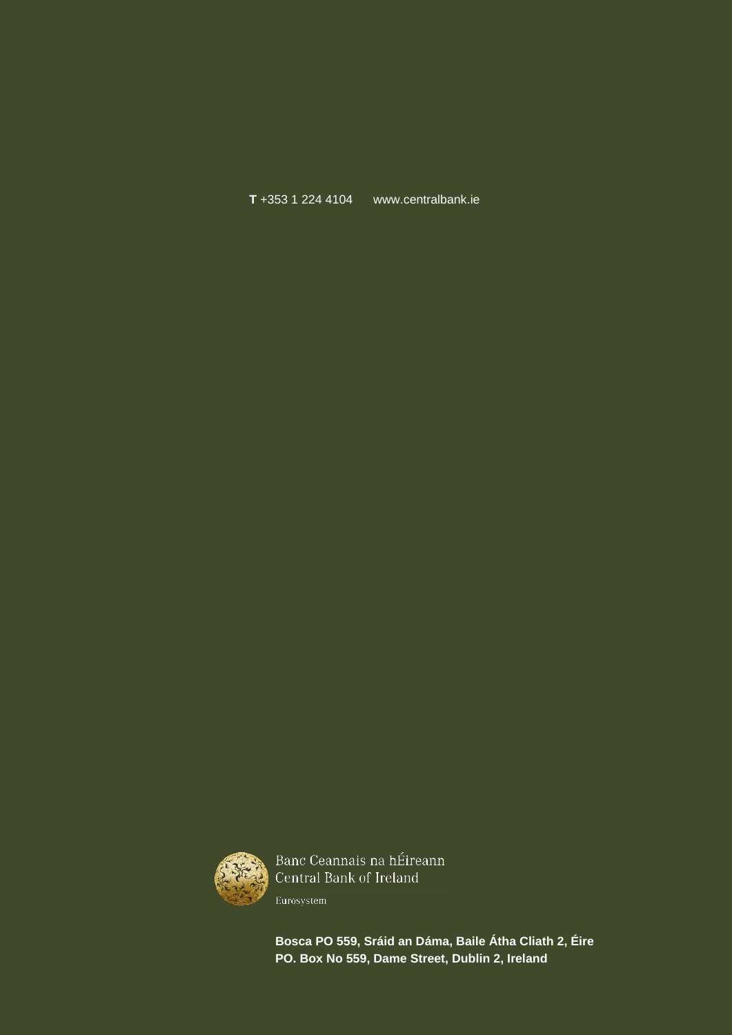**T** +353 1 224 4104 www.centralbank.ie

Banc Ceannais na hÉireann
Central Bank of Ireland

Eurosystem

**Bosca PO 559, Sráid an Dáma, Baile Átha Cliath 2, Éire**
**PO. Box No 559, Dame Street, Dublin 2, Ireland**